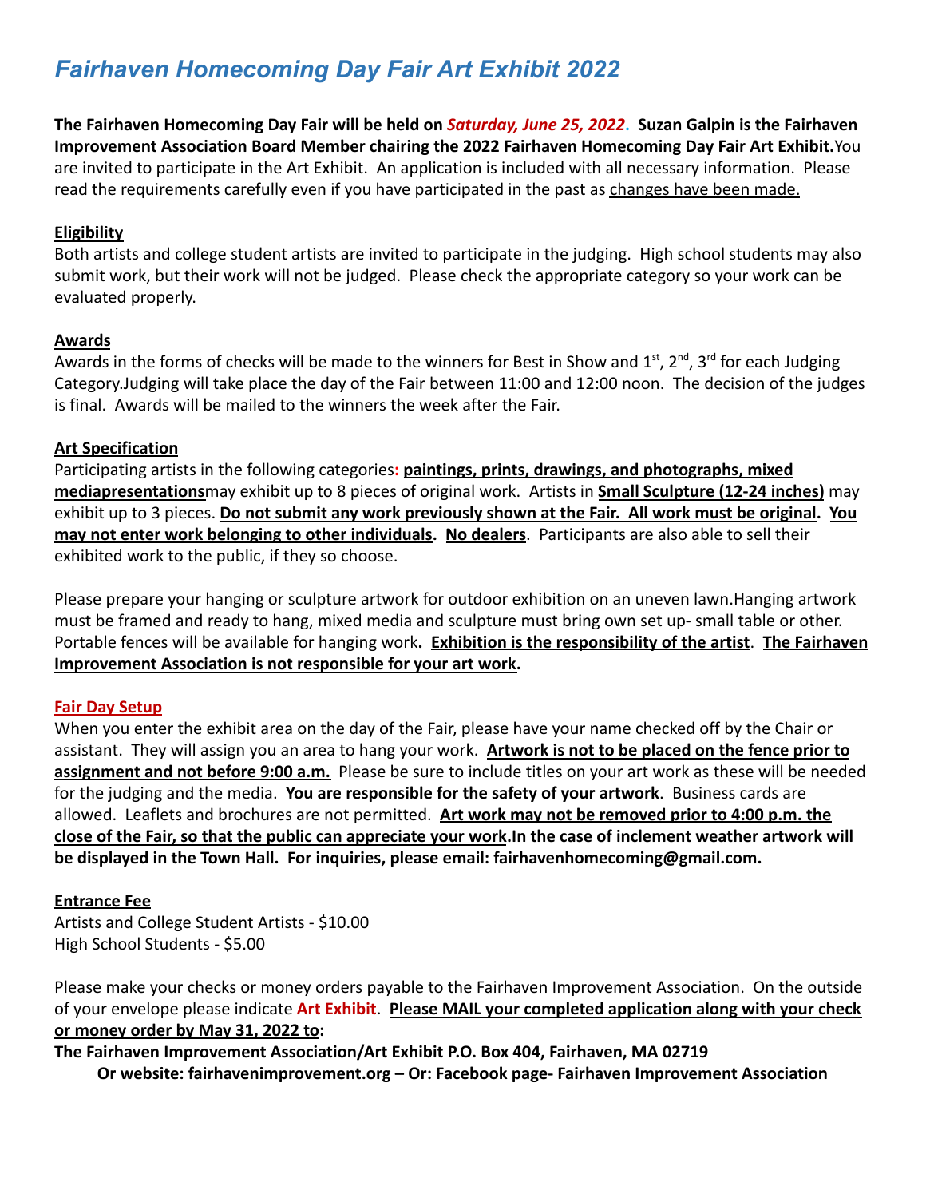# *Fairhaven Homecoming Day Fair Art Exhibit 2022*

**The Fairhaven Homecoming Day Fair will be held on *Saturday, June 25, 2022*. Suzan Galpin is the Fairhaven Improvement Association Board Member chairing the 2022 Fairhaven Homecoming Day Fair Art Exhibit.** You are invited to participate in the Art Exhibit. An application is included with all necessary information. Please read the requirements carefully even if you have participated in the past as changes have been made.

**Eligibility**

Both artists and college student artists are invited to participate in the judging. High school students may also submit work, but their work will not be judged. Please check the appropriate category so your work can be evaluated properly.

**Awards**

Awards in the forms of checks will be made to the winners for Best in Show and 1st, 2nd, 3rd for each Judging Category. Judging will take place the day of the Fair between 11:00 and 12:00 noon. The decision of the judges is final. Awards will be mailed to the winners the week after the Fair.

**Art Specification**

Participating artists in the following categories: **paintings, prints, drawings, and photographs, mixed mediapresentations** may exhibit up to 8 pieces of original work. Artists in **Small Sculpture (12-24 inches)** may exhibit up to 3 pieces. **Do not submit any work previously shown at the Fair. All work must be original. You may not enter work belonging to other individuals. No dealers**. Participants are also able to sell their exhibited work to the public, if they so choose.

Please prepare your hanging or sculpture artwork for outdoor exhibition on an uneven lawn. Hanging artwork must be framed and ready to hang, mixed media and sculpture must bring own set up- small table or other. Portable fences will be available for hanging work. **Exhibition is the responsibility of the artist**. **The Fairhaven Improvement Association is not responsible for your art work.**

**Fair Day Setup**

When you enter the exhibit area on the day of the Fair, please have your name checked off by the Chair or assistant. They will assign you an area to hang your work. **Artwork is not to be placed on the fence prior to assignment and not before 9:00 a.m.** Please be sure to include titles on your art work as these will be needed for the judging and the media. **You are responsible for the safety of your artwork**. Business cards are allowed. Leaflets and brochures are not permitted. **Art work may not be removed prior to 4:00 p.m. the close of the Fair, so that the public can appreciate your work. In the case of inclement weather artwork will be displayed in the Town Hall. For inquiries, please email: fairhavenhomecoming@gmail.com.**

**Entrance Fee**

Artists and College Student Artists - $10.00
High School Students - $5.00

Please make your checks or money orders payable to the Fairhaven Improvement Association. On the outside of your envelope please indicate **Art Exhibit**. **Please MAIL your completed application along with your check or money order by May 31, 2022 to:**

**The Fairhaven Improvement Association/Art Exhibit P.O. Box 404, Fairhaven, MA 02719**
**Or website: fairhavenimprovement.org – Or: Facebook page- Fairhaven Improvement Association**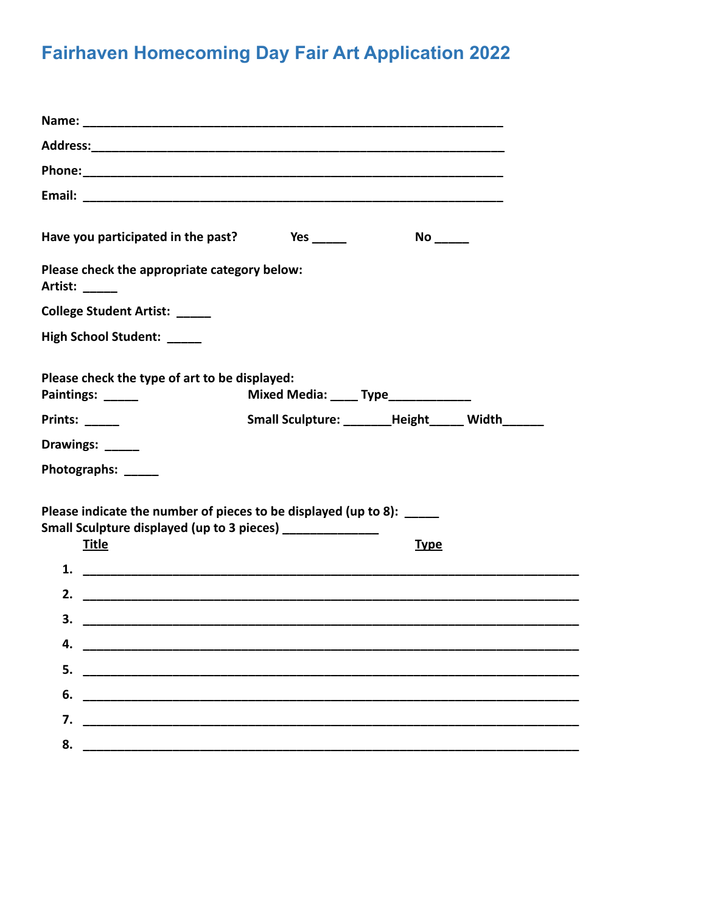# Fairhaven Homecoming Day Fair Art Application 2022

**Name:** ____________________________________________________________

**Address:**___________________________________________________________

**Phone:**____________________________________________________________

**Email:** ____________________________________________________________

**Have you participated in the past?** **Yes** _____ **No** _____

**Please check the appropriate category below:**

**Artist:** _____

**College Student Artist:** _____

**High School Student:** _____

**Please check the type of art to be displayed:**

**Paintings:** _____ **Mixed Media:** ____ **Type**____________

**Prints:** _____ **Small Sculpture:** _______**Height**_____ **Width**______

**Drawings:** _____

**Photographs:** _____

**Please indicate the number of pieces to be displayed (up to 8):** _____

**Small Sculpture displayed (up to 3 pieces)** ______________

**Title** **Type**

1. ______________________________________________________________________
2. ______________________________________________________________________
3. ______________________________________________________________________
4. ______________________________________________________________________
5. ______________________________________________________________________
6. ______________________________________________________________________
7. ______________________________________________________________________
8. ______________________________________________________________________